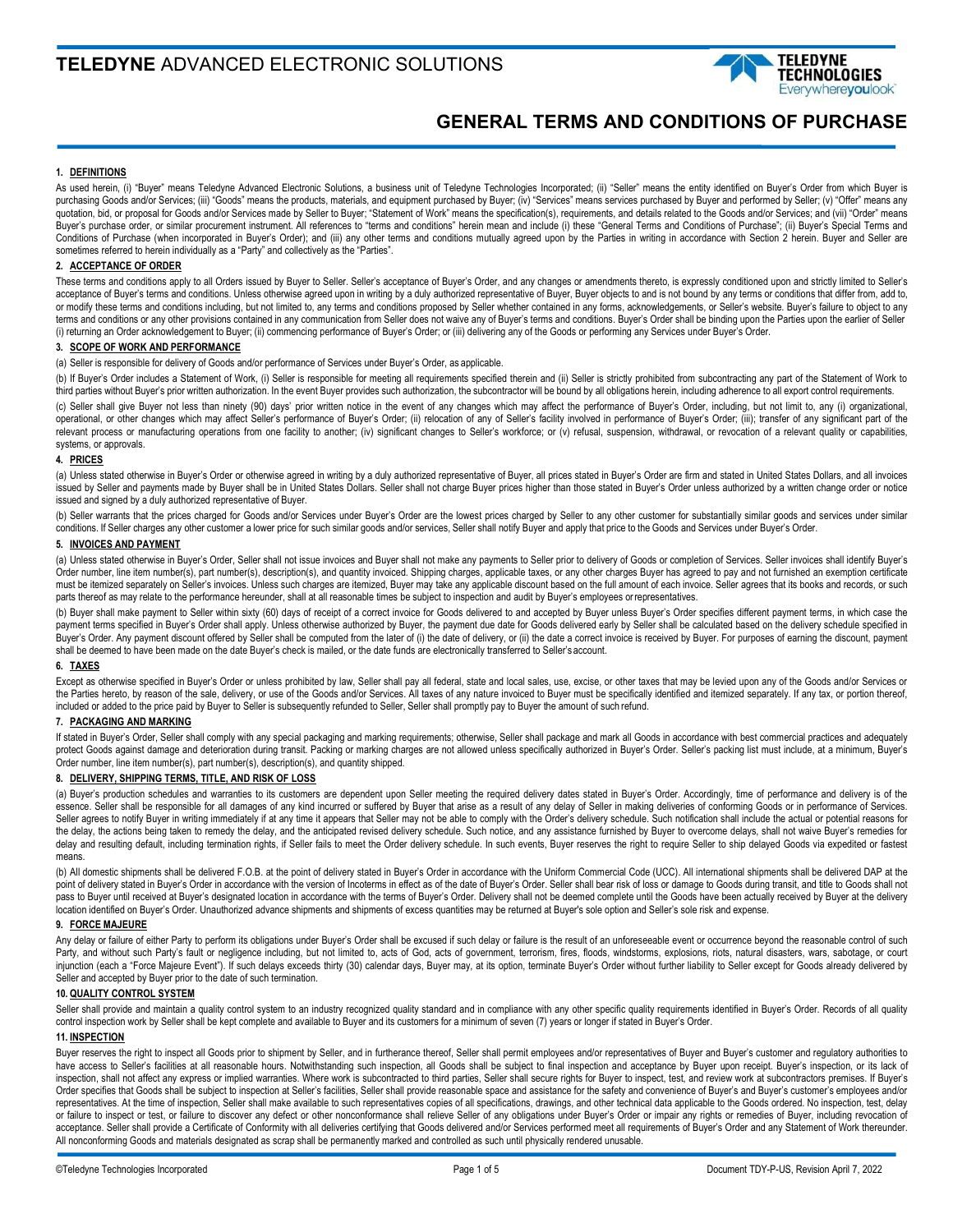# TELEDYNE ADVANCED ELECTRONIC SOLUTIONS

## GENERAL TERMS AND CONDITIONS OF PURCHASE

### 1. DEFINITIONS

As used herein, (i) "Buyer" means Teledyne Advanced Electronic Solutions, a business unit of Teledyne Technologies Incorporated; (ii) "Seller" means the entity identified on Buyer's Order from which Buyer is purchasing Goods and/or Services; (iii) "Goods" means the products, materials, and equipment purchased by Buyer; (iv) "Services" means services purchased by Buyer and performed by Seller; (v) "Offer" means any quotation, bid, or proposal for Goods and/or Services made by Seller to Buyer; "Statement of Work" means the specification(s), requirements, and details related to the Goods and/or Services; and (vii) "Order" means Buyer's purchase order, or similar procurement instrument. All references to "terms and conditions" herein mean and include (i) these "General Terms and Conditions of Purchase"; (ii) Buyer's Special Terms and Conditions of Purchase (when incorporated in Buyer's Order); and (iii) any other terms and conditions mutually agreed upon by the Parties in writing in accordance with Section 2 herein. Buyer and Seller are sometimes referred to herein individually as a "Party" and collectively as the "Parties".

### 2. ACCEPTANCE OF ORDER

These terms and conditions apply to all Orders issued by Buyer to Seller. Seller's acceptance of Buyer's Order, and any changes or amendments thereto, is expressly conditioned upon and strictly limited to Seller's acceptance of Buyer's terms and conditions. Unless otherwise agreed upon in writing by a duly authorized representative of Buyer, Buyer objects to and is not bound by any terms or conditions that differ from, add to, or modify these terms and conditions including, but not limited to, any terms and conditions proposed by Seller whether contained in any forms, acknowledgements, or Seller's website. Buyer's failure to object to any terms and conditions or any other provisions contained in any communication from Seller does not waive any of Buyer's terms and conditions. Buyer's Order shall be binding upon the Parties upon the earlier of Seller (i) returning an Order acknowledgement to Buyer; (ii) commencing performance of Buyer's Order; or (iii) delivering any of the Goods or performing any Services under Buyer's Order.

### 3. SCOPE OF WORK AND PERFORMANCE

(a) Seller is responsible for delivery of Goods and/or performance of Services under Buyer's Order, as applicable.

(b) If Buyer's Order includes a Statement of Work, (i) Seller is responsible for meeting all requirements specified therein and (ii) Seller is strictly prohibited from subcontracting any part of the Statement of Work to third parties without Buyer's prior written authorization. In the event Buyer provides such authorization, the subcontractor will be bound by all obligations herein, including adherence to all export control requirements.

(c) Seller shall give Buyer not less than ninety (90) days' prior written notice in the event of any changes which may affect the performance of Buyer's Order, including, but not limit to, any (i) organizational, operational, or other changes which may affect Seller's performance of Buyer's Order; (ii) relocation of any of Seller's facility involved in performance of Buyer's Order; (iii); transfer of any significant part of the relevant process or manufacturing operations from one facility to another; (iv) significant changes to Seller's workforce; or (v) refusal, suspension, withdrawal, or revocation of a relevant quality or capabilities, systems, or approvals.

### 4. PRICES

(a) Unless stated otherwise in Buyer's Order or otherwise agreed in writing by a duly authorized representative of Buyer, all prices stated in Buyer's Order are firm and stated in United States Dollars, and all invoices issued by Seller and payments made by Buyer shall be in United States Dollars. Seller shall not charge Buyer prices higher than those stated in Buyer's Order unless authorized by a written change order or notice issued and signed by a duly authorized representative of Buyer.

(b) Seller warrants that the prices charged for Goods and/or Services under Buyer's Order are the lowest prices charged by Seller to any other customer for substantially similar goods and services under similar conditions. If Seller charges any other customer a lower price for such similar goods and/or services, Seller shall notify Buyer and apply that price to the Goods and Services under Buyer's Order.

### 5. INVOICES AND PAYMENT

(a) Unless stated otherwise in Buyer's Order, Seller shall not issue invoices and Buyer shall not make any payments to Seller prior to delivery of Goods or completion of Services. Seller invoices shall identify Buyer's Order number, line item number(s), part number(s), description(s), and quantity invoiced. Shipping charges, applicable taxes, or any other charges Buyer has agreed to pay and not furnished an exemption certificate must be itemized separately on Seller's invoices. Unless such charges are itemized, Buyer may take any applicable discount based on the full amount of each invoice. Seller agrees that its books and records, or such parts thereof as may relate to the performance hereunder, shall at all reasonable times be subject to inspection and audit by Buyer's employees or representatives.

(b) Buyer shall make payment to Seller within sixty (60) days of receipt of a correct invoice for Goods delivered to and accepted by Buyer unless Buyer's Order specifies different payment terms, in which case the payment terms specified in Buyer's Order shall apply. Unless otherwise authorized by Buyer, the payment due date for Goods delivered early by Seller shall be calculated based on the delivery schedule specified in Buyer's Order. Any payment discount offered by Seller shall be computed from the later of (i) the date of delivery, or (ii) the date a correct invoice is received by Buyer. For purposes of earning the discount, payment shall be deemed to have been made on the date Buyer's check is mailed, or the date funds are electronically transferred to Seller's account.

### 6. TAXES

Except as otherwise specified in Buyer's Order or unless prohibited by law, Seller shall pay all federal, state and local sales, use, excise, or other taxes that may be levied upon any of the Goods and/or Services or the Parties hereto, by reason of the sale, delivery, or use of the Goods and/or Services. All taxes of any nature invoiced to Buyer must be specifically identified and itemized separately. If any tax, or portion thereof, included or added to the price paid by Buyer to Seller is subsequently refunded to Seller, Seller shall promptly pay to Buyer the amount of such refund.

### 7. PACKAGING AND MARKING

If stated in Buyer's Order, Seller shall comply with any special packaging and marking requirements; otherwise, Seller shall package and mark all Goods in accordance with best commercial practices and adequately protect Goods against damage and deterioration during transit. Packing or marking charges are not allowed unless specifically authorized in Buyer's Order. Seller's packing list must include, at a minimum, Buyer's Order number, line item number(s), part number(s), description(s), and quantity shipped.

### 8. DELIVERY, SHIPPING TERMS, TITLE, AND RISK OF LOSS

(a) Buyer's production schedules and warranties to its customers are dependent upon Seller meeting the required delivery dates stated in Buyer's Order. Accordingly, time of performance and delivery is of the essence. Seller shall be responsible for all damages of any kind incurred or suffered by Buyer that arise as a result of any delay of Seller in making deliveries of conforming Goods or in performance of Services. Seller agrees to notify Buyer in writing immediately if at any time it appears that Seller may not be able to comply with the Order's delivery schedule. Such notification shall include the actual or potential reasons for the delay, the actions being taken to remedy the delay, and the anticipated revised delivery schedule. Such notice, and any assistance furnished by Buyer to overcome delays, shall not waive Buyer's remedies for delay and resulting default, including termination rights, if Seller fails to meet the Order delivery schedule. In such events, Buyer reserves the right to require Seller to ship delayed Goods via expedited or fastest means.

(b) All domestic shipments shall be delivered F.O.B. at the point of delivery stated in Buyer's Order in accordance with the Uniform Commercial Code (UCC). All international shipments shall be delivered DAP at the point of delivery stated in Buyer's Order in accordance with the version of Incoterms in effect as of the date of Buyer's Order. Seller shall bear risk of loss or damage to Goods during transit, and title to Goods shall not pass to Buyer until received at Buyer's designated location in accordance with the terms of Buyer's Order. Delivery shall not be deemed complete until the Goods have been actually received by Buyer at the delivery location identified on Buyer's Order. Unauthorized advance shipments and shipments of excess quantities may be returned at Buyer's sole option and Seller's sole risk and expense.

### 9. FORCE MAJEURE

Any delay or failure of either Party to perform its obligations under Buyer's Order shall be excused if such delay or failure is the result of an unforeseeable event or occurrence beyond the reasonable control of such Party, and without such Party's fault or negligence including, but not limited to, acts of God, acts of government, terrorism, fires, floods, windstorms, explosions, riots, natural disasters, wars, sabotage, or court injunction (each a "Force Majeure Event"). If such delays exceeds thirty (30) calendar days, Buyer may, at its option, terminate Buyer's Order without further liability to Seller except for Goods already delivered by Seller and accepted by Buyer prior to the date of such termination.

### 10. QUALITY CONTROL SYSTEM

Seller shall provide and maintain a quality control system to an industry recognized quality standard and in compliance with any other specific quality requirements identified in Buyer's Order. Records of all quality control inspection work by Seller shall be kept complete and available to Buyer and its customers for a minimum of seven (7) years or longer if stated in Buyer's Order.

### 11. INSPECTION

Buyer reserves the right to inspect all Goods prior to shipment by Seller, and in furtherance thereof, Seller shall permit employees and/or representatives of Buyer and Buyer's customer and regulatory authorities to have access to Seller's facilities at all reasonable hours. Notwithstanding such inspection, all Goods shall be subject to final inspection and acceptance by Buyer upon receipt. Buyer's inspection, or its lack of inspection, shall not affect any express or implied warranties. Where work is subcontracted to third parties, Seller shall secure rights for Buyer to inspect, test, and review work at subcontractors premises. If Buyer's Order specifies that Goods shall be subject to inspection at Seller's facilities, Seller shall provide reasonable space and assistance for the safety and convenience of Buyer's and Buyer's customer's employees and/or representatives. At the time of inspection, Seller shall make available to such representatives copies of all specifications, drawings, and other technical data applicable to the Goods ordered. No inspection, test, delay or failure to inspect or test, or failure to discover any defect or other nonconformance shall relieve Seller of any obligations under Buyer's Order or impair any rights or remedies of Buyer, including revocation of acceptance. Seller shall provide a Certificate of Conformity with all deliveries certifying that Goods delivered and/or Services performed meet all requirements of Buyer's Order and any Statement of Work thereunder. All nonconforming Goods and materials designated as scrap shall be permanently marked and controlled as such until physically rendered unusable.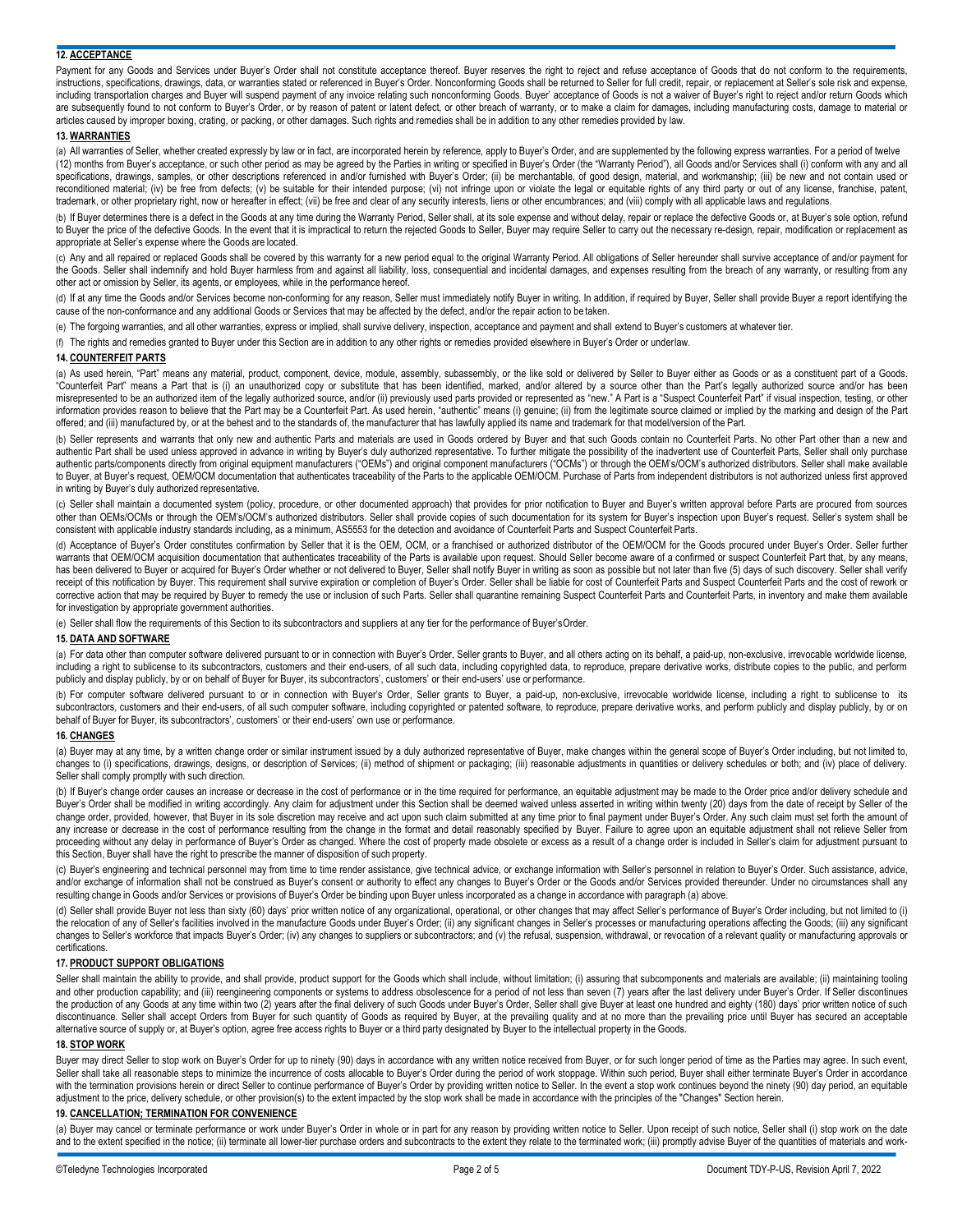## 12. ACCEPTANCE

Payment for any Goods and Services under Buyer's Order shall not constitute acceptance thereof. Buyer reserves the right to reject and refuse acceptance of Goods that do not conform to the requirements, instructions, specifications, drawings, data, or warranties stated or referenced in Buyer's Order. Nonconforming Goods shall be returned to Seller for full credit, repair, or replacement at Seller's sole risk and expense, including transportation charges and Buyer will suspend payment of any invoice relating such nonconforming Goods. Buyer' acceptance of Goods is not a waiver of Buyer's right to reject and/or return Goods which are subsequently found to not conform to Buyer's Order, or by reason of patent or latent defect, or other breach of warranty, or to make a claim for damages, including manufacturing costs, damage to material or articles caused by improper boxing, crating, or packing, or other damages. Such rights and remedies shall be in addition to any other remedies provided by law.

## 13. WARRANTIES

(a) All warranties of Seller, whether created expressly by law or in fact, are incorporated herein by reference, apply to Buyer's Order, and are supplemented by the following express warranties. For a period of twelve (12) months from Buyer's acceptance, or such other period as may be agreed by the Parties in writing or specified in Buyer's Order (the "Warranty Period"), all Goods and/or Services shall (i) conform with any and all specifications, drawings, samples, or other descriptions referenced in and/or furnished with Buyer's Order; (ii) be merchantable, of good design, material, and workmanship; (iii) be new and not contain used or reconditioned material; (iv) be free from defects; (v) be suitable for their intended purpose; (vi) not infringe upon or violate the legal or equitable rights of any third party or out of any license, franchise, patent, trademark, or other proprietary right, now or hereafter in effect; (vii) be free and clear of any security interests, liens or other encumbrances; and (viii) comply with all applicable laws and regulations.

(b) If Buyer determines there is a defect in the Goods at any time during the Warranty Period, Seller shall, at its sole expense and without delay, repair or replace the defective Goods or, at Buyer's sole option, refund to Buyer the price of the defective Goods. In the event that it is impractical to return the rejected Goods to Seller, Buyer may require Seller to carry out the necessary re-design, repair, modification or replacement as appropriate at Seller's expense where the Goods are located.

(c) Any and all repaired or replaced Goods shall be covered by this warranty for a new period equal to the original Warranty Period. All obligations of Seller hereunder shall survive acceptance of and/or payment for the Goods. Seller shall indemnify and hold Buyer harmless from and against all liability, loss, consequential and incidental damages, and expenses resulting from the breach of any warranty, or resulting from any other act or omission by Seller, its agents, or employees, while in the performance hereof.

(d) If at any time the Goods and/or Services become non-conforming for any reason, Seller must immediately notify Buyer in writing. In addition, if required by Buyer, Seller shall provide Buyer a report identifying the cause of the non-conformance and any additional Goods or Services that may be affected by the defect, and/or the repair action to be taken.

(e) The forgoing warranties, and all other warranties, express or implied, shall survive delivery, inspection, acceptance and payment and shall extend to Buyer's customers at whatever tier.

(f) The rights and remedies granted to Buyer under this Section are in addition to any other rights or remedies provided elsewhere in Buyer's Order or under law.

## 14. COUNTERFEIT PARTS

(a) As used herein, "Part" means any material, product, component, device, module, assembly, subassembly, or the like sold or delivered by Seller to Buyer either as Goods or as a constituent part of a Goods. "Counterfeit Part" means a Part that is (i) an unauthorized copy or substitute that has been identified, marked, and/or altered by a source other than the Part's legally authorized source and/or has been misrepresented to be an authorized item of the legally authorized source, and/or (ii) previously used parts provided or represented as "new." A Part is a "Suspect Counterfeit Part" if visual inspection, testing, or other information provides reason to believe that the Part may be a Counterfeit Part. As used herein, "authentic" means (i) genuine; (ii) from the legitimate source claimed or implied by the marking and design of the Part offered; and (iii) manufactured by, or at the behest and to the standards of, the manufacturer that has lawfully applied its name and trademark for that model/version of the Part.

(b) Seller represents and warrants that only new and authentic Parts and materials are used in Goods ordered by Buyer and that such Goods contain no Counterfeit Parts. No other Part other than a new and authentic Part shall be used unless approved in advance in writing by Buyer's duly authorized representative. To further mitigate the possibility of the inadvertent use of Counterfeit Parts, Seller shall only purchase authentic parts/components directly from original equipment manufacturers ("OEMs") and original component manufacturers ("OCMs") or through the OEM's/OCM's authorized distributors. Seller shall make available to Buyer, at Buyer's request, OEM/OCM documentation that authenticates traceability of the Parts to the applicable OEM/OCM. Purchase of Parts from independent distributors is not authorized unless first approved in writing by Buyer's duly authorized representative.

(c) Seller shall maintain a documented system (policy, procedure, or other documented approach) that provides for prior notification to Buyer and Buyer's written approval before Parts are procured from sources other than OEMs/OCMs or through the OEM's/OCM's authorized distributors. Seller shall provide copies of such documentation for its system for Buyer's inspection upon Buyer's request. Seller's system shall be consistent with applicable industry standards including, as a minimum, AS5553 for the detection and avoidance of Counterfeit Parts and Suspect Counterfeit Parts.

(d) Acceptance of Buyer's Order constitutes confirmation by Seller that it is the OEM, OCM, or a franchised or authorized distributor of the OEM/OCM for the Goods procured under Buyer's Order. Seller further warrants that OEM/OCM acquisition documentation that authenticates traceability of the Parts is available upon request. Should Seller become aware of a confirmed or suspect Counterfeit Part that, by any means, has been delivered to Buyer or acquired for Buyer's Order whether or not delivered to Buyer, Seller shall notify Buyer in writing as soon as possible but not later than five (5) days of such discovery. Seller shall verify receipt of this notification by Buyer. This requirement shall survive expiration or completion of Buyer's Order. Seller shall be liable for cost of Counterfeit Parts and Suspect Counterfeit Parts and the cost of rework or corrective action that may be required by Buyer to remedy the use or inclusion of such Parts. Seller shall quarantine remaining Suspect Counterfeit Parts and Counterfeit Parts, in inventory and make them available for investigation by appropriate government authorities.

(e) Seller shall flow the requirements of this Section to its subcontractors and suppliers at any tier for the performance of Buyer's Order.

## 15. DATA AND SOFTWARE

(a) For data other than computer software delivered pursuant to or in connection with Buyer's Order, Seller grants to Buyer, and all others acting on its behalf, a paid-up, non-exclusive, irrevocable worldwide license, including a right to sublicense to its subcontractors, customers and their end-users, of all such data, including copyrighted data, to reproduce, prepare derivative works, distribute copies to the public, and perform publicly and display publicly, by or on behalf of Buyer for Buyer, its subcontractors', customers' or their end-users' use or performance.

(b) For computer software delivered pursuant to or in connection with Buyer's Order, Seller grants to Buyer, a paid-up, non-exclusive, irrevocable worldwide license, including a right to sublicense to its subcontractors, customers and their end-users, of all such computer software, including copyrighted or patented software, to reproduce, prepare derivative works, and perform publicly and display publicly, by or on behalf of Buyer for Buyer, its subcontractors', customers' or their end-users' own use or performance.

## 16. CHANGES

(a) Buyer may at any time, by a written change order or similar instrument issued by a duly authorized representative of Buyer, make changes within the general scope of Buyer's Order including, but not limited to, changes to (i) specifications, drawings, designs, or description of Services; (ii) method of shipment or packaging; (iii) reasonable adjustments in quantities or delivery schedules or both; and (iv) place of delivery. Seller shall comply promptly with such direction.

(b) If Buyer's change order causes an increase or decrease in the cost of performance or in the time required for performance, an equitable adjustment may be made to the Order price and/or delivery schedule and Buyer's Order shall be modified in writing accordingly. Any claim for adjustment under this Section shall be deemed waived unless asserted in writing within twenty (20) days from the date of receipt by Seller of the change order, provided, however, that Buyer in its sole discretion may receive and act upon such claim submitted at any time prior to final payment under Buyer's Order. Any such claim must set forth the amount of any increase or decrease in the cost of performance resulting from the change in the format and detail reasonably specified by Buyer. Failure to agree upon an equitable adjustment shall not relieve Seller from proceeding without any delay in performance of Buyer's Order as changed. Where the cost of property made obsolete or excess as a result of a change order is included in Seller's claim for adjustment pursuant to this Section, Buyer shall have the right to prescribe the manner of disposition of such property.

(c) Buyer's engineering and technical personnel may from time to time render assistance, give technical advice, or exchange information with Seller's personnel in relation to Buyer's Order. Such assistance, advice, and/or exchange of information shall not be construed as Buyer's consent or authority to effect any changes to Buyer's Order or the Goods and/or Services provided thereunder. Under no circumstances shall any resulting change in Goods and/or Services or provisions of Buyer's Order be binding upon Buyer unless incorporated as a change in accordance with paragraph (a) above.

(d) Seller shall provide Buyer not less than sixty (60) days' prior written notice of any organizational, operational, or other changes that may affect Seller's performance of Buyer's Order including, but not limited to (i) the relocation of any of Seller's facilities involved in the manufacture Goods under Buyer's Order; (ii) any significant changes in Seller's processes or manufacturing operations affecting the Goods; (iii) any significant changes to Seller's workforce that impacts Buyer's Order; (iv) any changes to suppliers or subcontractors; and (v) the refusal, suspension, withdrawal, or revocation of a relevant quality or manufacturing approvals or certifications.

## 17. PRODUCT SUPPORT OBLIGATIONS

Seller shall maintain the ability to provide, and shall provide, product support for the Goods which shall include, without limitation; (i) assuring that subcomponents and materials are available; (ii) maintaining tooling and other production capability; and (iii) reengineering components or systems to address obsolescence for a period of not less than seven (7) years after the last delivery under Buyer's Order. If Seller discontinues the production of any Goods at any time within two (2) years after the final delivery of such Goods under Buyer's Order, Seller shall give Buyer at least one hundred and eighty (180) days' prior written notice of such discontinuance. Seller shall accept Orders from Buyer for such quantity of Goods as required by Buyer, at the prevailing quality and at no more than the prevailing price until Buyer has secured an acceptable alternative source of supply or, at Buyer's option, agree free access rights to Buyer or a third party designated by Buyer to the intellectual property in the Goods.

## 18. STOP WORK

Buyer may direct Seller to stop work on Buyer's Order for up to ninety (90) days in accordance with any written notice received from Buyer, or for such longer period of time as the Parties may agree. In such event, Seller shall take all reasonable steps to minimize the incurrence of costs allocable to Buyer's Order during the period of work stoppage. Within such period, Buyer shall either terminate Buyer's Order in accordance with the termination provisions herein or direct Seller to continue performance of Buyer's Order by providing written notice to Seller. In the event a stop work continues beyond the ninety (90) day period, an equitable adjustment to the price, delivery schedule, or other provision(s) to the extent impacted by the stop work shall be made in accordance with the principles of the "Changes" Section herein.

## 19. CANCELLATION; TERMINATION FOR CONVENIENCE

(a) Buyer may cancel or terminate performance or work under Buyer's Order in whole or in part for any reason by providing written notice to Seller. Upon receipt of such notice, Seller shall (i) stop work on the date and to the extent specified in the notice; (ii) terminate all lower-tier purchase orders and subcontracts to the extent they relate to the terminated work; (iii) promptly advise Buyer of the quantities of materials and work-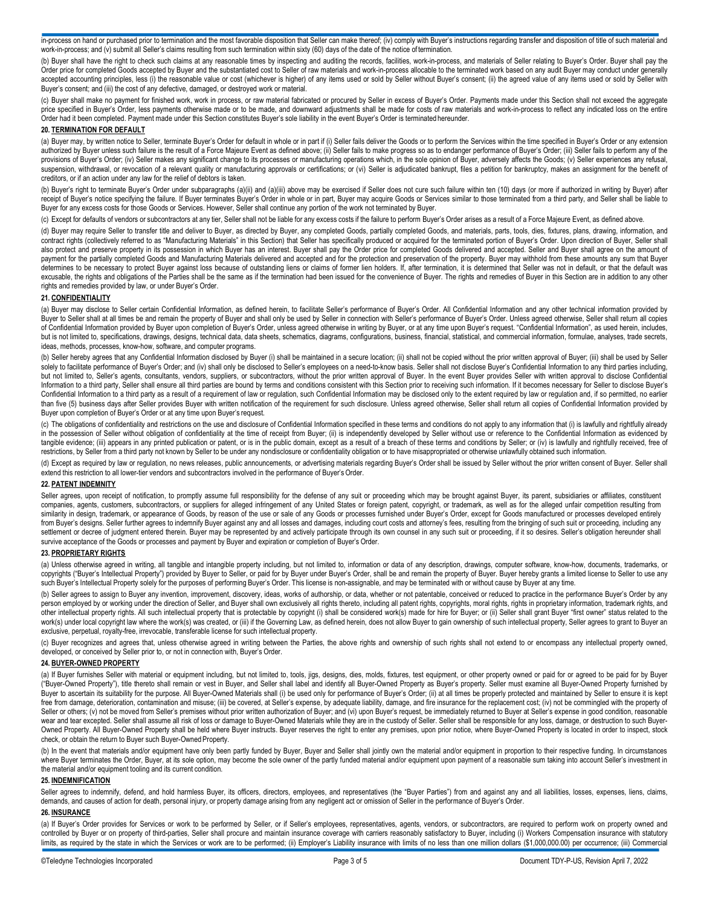in-process on hand or purchased prior to termination and the most favorable disposition that Seller can make thereof; (iv) comply with Buyer's instructions regarding transfer and disposition of title of such material and work-in-process; and (v) submit all Seller's claims resulting from such termination within sixty (60) days of the date of the notice of termination.

(b) Buyer shall have the right to check such claims at any reasonable times by inspecting and auditing the records, facilities, work-in-process, and materials of Seller relating to Buyer's Order. Buyer shall pay the Order price for completed Goods accepted by Buyer and the substantiated cost to Seller of raw materials and work-in-process allocable to the terminated work based on any audit Buyer may conduct under generally accepted accounting principles, less (i) the reasonable value or cost (whichever is higher) of any items used or sold by Seller without Buyer's consent; (ii) the agreed value of any items used or sold by Seller with Buyer's consent; and (iii) the cost of any defective, damaged, or destroyed work or material.

(c) Buyer shall make no payment for finished work, work in process, or raw material fabricated or procured by Seller in excess of Buyer's Order. Payments made under this Section shall not exceed the aggregate price specified in Buyer's Order, less payments otherwise made or to be made, and downward adjustments shall be made for costs of raw materials and work-in-process to reflect any indicated loss on the entire Order had it been completed. Payment made under this Section constitutes Buyer's sole liability in the event Buyer's Order is terminated hereunder.

## 20. TERMINATION FOR DEFAULT

(a) Buyer may, by written notice to Seller, terminate Buyer's Order for default in whole or in part if (i) Seller fails deliver the Goods or to perform the Services within the time specified in Buyer's Order or any extension authorized by Buyer unless such failure is the result of a Force Majeure Event as defined above; (ii) Seller fails to make progress so as to endanger performance of Buyer's Order; (iii) Seller fails to perform any of the provisions of Buyer's Order; (iv) Seller makes any significant change to its processes or manufacturing operations which, in the sole opinion of Buyer, adversely affects the Goods; (v) Seller experiences any refusal, suspension, withdrawal, or revocation of a relevant quality or manufacturing approvals or certifications; or (vi) Seller is adjudicated bankrupt, files a petition for bankruptcy, makes an assignment for the benefit of creditors, or if an action under any law for the relief of debtors is taken.

(b) Buyer's right to terminate Buyer's Order under subparagraphs (a)(ii) and (a)(iii) above may be exercised if Seller does not cure such failure within ten (10) days (or more if authorized in writing by Buyer) after receipt of Buyer's notice specifying the failure. If Buyer terminates Buyer's Order in whole or in part, Buyer may acquire Goods or Services similar to those terminated from a third party, and Seller shall be liable to Buyer for any excess costs for those Goods or Services. However, Seller shall continue any portion of the work not terminated by Buyer.

(c) Except for defaults of vendors or subcontractors at any tier, Seller shall not be liable for any excess costs if the failure to perform Buyer's Order arises as a result of a Force Majeure Event, as defined above.

(d) Buyer may require Seller to transfer title and deliver to Buyer, as directed by Buyer, any completed Goods, partially completed Goods, and materials, parts, tools, dies, fixtures, plans, drawing, information, and contract rights (collectively referred to as "Manufacturing Materials" in this Section) that Seller has specifically produced or acquired for the terminated portion of Buyer's Order. Upon direction of Buyer, Seller shall also protect and preserve property in its possession in which Buyer has an interest. Buyer shall pay the Order price for completed Goods delivered and accepted. Seller and Buyer shall agree on the amount of payment for the partially completed Goods and Manufacturing Materials delivered and accepted and for the protection and preservation of the property. Buyer may withhold from these amounts any sum that Buyer determines to be necessary to protect Buyer against loss because of outstanding liens or claims of former lien holders. If, after termination, it is determined that Seller was not in default, or that the default was excusable, the rights and obligations of the Parties shall be the same as if the termination had been issued for the convenience of Buyer. The rights and remedies of Buyer in this Section are in addition to any other rights and remedies provided by law, or under Buyer's Order.

## 21. CONFIDENTIALITY

(a) Buyer may disclose to Seller certain Confidential Information, as defined herein, to facilitate Seller's performance of Buyer's Order. All Confidential Information and any other technical information provided by Buyer to Seller shall at all times be and remain the property of Buyer and shall only be used by Seller in connection with Seller's performance of Buyer's Order. Unless agreed otherwise, Seller shall return all copies of Confidential Information provided by Buyer upon completion of Buyer's Order, unless agreed otherwise in writing by Buyer, or at any time upon Buyer's request. "Confidential Information", as used herein, includes, but is not limited to, specifications, drawings, designs, technical data, data sheets, schematics, diagrams, configurations, business, financial, statistical, and commercial information, formulae, analyses, trade secrets, ideas, methods, processes, know-how, software, and computer programs.

(b) Seller hereby agrees that any Confidential Information disclosed by Buyer (i) shall be maintained in a secure location; (ii) shall not be copied without the prior written approval of Buyer; (iii) shall be used by Seller solely to facilitate performance of Buyer's Order; and (iv) shall only be disclosed to Seller's employees on a need-to-know basis. Seller shall not disclose Buyer's Confidential Information to any third parties including, but not limited to, Seller's agents, consultants, vendors, suppliers, or subcontractors, without the prior written approval of Buyer. In the event Buyer provides Seller with written approval to disclose Confidential Information to a third party, Seller shall ensure all third parties are bound by terms and conditions consistent with this Section prior to receiving such information. If it becomes necessary for Seller to disclose Buyer's Confidential Information to a third party as a result of a requirement of law or regulation, such Confidential Information may be disclosed only to the extent required by law or regulation and, if so permitted, no earlier than five (5) business days after Seller provides Buyer with written notification of the requirement for such disclosure. Unless agreed otherwise, Seller shall return all copies of Confidential Information provided by Buyer upon completion of Buyer's Order or at any time upon Buyer's request.

(c) The obligations of confidentiality and restrictions on the use and disclosure of Confidential Information specified in these terms and conditions do not apply to any information that (i) is lawfully and rightfully already in the possession of Seller without obligation of confidentiality at the time of receipt from Buyer; (ii) is independently developed by Seller without use or reference to the Confidential Information as evidenced by tangible evidence; (iii) appears in any printed publication or patent, or is in the public domain, except as a result of a breach of these terms and conditions by Seller; or (iv) is lawfully and rightfully received, free of restrictions, by Seller from a third party not known by Seller to be under any nondisclosure or confidentiality obligation or to have misappropriated or otherwise unlawfully obtained such information.

(d) Except as required by law or regulation, no news releases, public announcements, or advertising materials regarding Buyer's Order shall be issued by Seller without the prior written consent of Buyer. Seller shall extend this restriction to all lower-tier vendors and subcontractors involved in the performance of Buyer's Order.

## 22. PATENT INDEMNITY

Seller agrees, upon receipt of notification, to promptly assume full responsibility for the defense of any suit or proceeding which may be brought against Buyer, its parent, subsidiaries or affiliates, constituent companies, agents, customers, subcontractors, or suppliers for alleged infringement of any United States or foreign patent, copyright, or trademark, as well as for the alleged unfair competition resulting from similarity in design, trademark, or appearance of Goods, by reason of the use or sale of any Goods or processes furnished under Buyer's Order, except for Goods manufactured or processes developed entirely from Buyer's designs. Seller further agrees to indemnify Buyer against any and all losses and damages, including court costs and attorney's fees, resulting from the bringing of such suit or proceeding, including any settlement or decree of judgment entered therein. Buyer may be represented by and actively participate through its own counsel in any such suit or proceeding, if it so desires. Seller's obligation hereunder shall survive acceptance of the Goods or processes and payment by Buyer and expiration or completion of Buyer's Order.

## 23. PROPRIETARY RIGHTS

(a) Unless otherwise agreed in writing, all tangible and intangible property including, but not limited to, information or data of any description, drawings, computer software, know-how, documents, trademarks, or copyrights ("Buyer's Intellectual Property") provided by Buyer to Seller, or paid for by Buyer under Buyer's Order, shall be and remain the property of Buyer. Buyer hereby grants a limited license to Seller to use any such Buyer's Intellectual Property solely for the purposes of performing Buyer's Order. This license is non-assignable, and may be terminated with or without cause by Buyer at any time.

(b) Seller agrees to assign to Buyer any invention, improvement, discovery, ideas, works of authorship, or data, whether or not patentable, conceived or reduced to practice in the performance Buyer's Order by any person employed by or working under the direction of Seller, and Buyer shall own exclusively all rights thereto, including all patent rights, copyrights, moral rights, rights in proprietary information, trademark rights, and other intellectual property rights. All such intellectual property that is protectable by copyright (i) shall be considered work(s) made for hire for Buyer; or (ii) Seller shall grant Buyer "first owner" status related to the work(s) under local copyright law where the work(s) was created, or (iii) if the Governing Law, as defined herein, does not allow Buyer to gain ownership of such intellectual property, Seller agrees to grant to Buyer an exclusive, perpetual, royalty-free, irrevocable, transferable license for such intellectual property.

(c) Buyer recognizes and agrees that, unless otherwise agreed in writing between the Parties, the above rights and ownership of such rights shall not extend to or encompass any intellectual property owned, developed, or conceived by Seller prior to, or not in connection with, Buyer's Order.

## 24. BUYER-OWNED PROPERTY

(a) If Buyer furnishes Seller with material or equipment including, but not limited to, tools, jigs, designs, dies, molds, fixtures, test equipment, or other property owned or paid for or agreed to be paid for by Buyer ("Buyer-Owned Property"), title thereto shall remain or vest in Buyer, and Seller shall label and identify all Buyer-Owned Property as Buyer's property. Seller must examine all Buyer-Owned Property furnished by Buyer to ascertain its suitability for the purpose. All Buyer-Owned Materials shall (i) be used only for performance of Buyer's Order; (ii) at all times be properly protected and maintained by Seller to ensure it is kept free from damage, deterioration, contamination and misuse; (iii) be covered, at Seller's expense, by adequate liability, damage, and fire insurance for the replacement cost; (iv) not be commingled with the property of Seller or others; (v) not be moved from Seller's premises without prior written authorization of Buyer; and (vi) upon Buyer's request, be immediately returned to Buyer at Seller's expense in good condition, reasonable wear and tear excepted. Seller shall assume all risk of loss or damage to Buyer-Owned Materials while they are in the custody of Seller. Seller shall be responsible for any loss, damage, or destruction to such Buyer-Owned Property. All Buyer-Owned Property shall be held where Buyer instructs. Buyer reserves the right to enter any premises, upon prior notice, where Buyer-Owned Property is located in order to inspect, stock check, or obtain the return to Buyer such Buyer-Owned Property.

(b) In the event that materials and/or equipment have only been partly funded by Buyer, Buyer and Seller shall jointly own the material and/or equipment in proportion to their respective funding. In circumstances where Buyer terminates the Order, Buyer, at its sole option, may become the sole owner of the partly funded material and/or equipment upon payment of a reasonable sum taking into account Seller's investment in the material and/or equipment tooling and its current condition.

## 25. INDEMNIFICATION

Seller agrees to indemnify, defend, and hold harmless Buyer, its officers, directors, employees, and representatives (the "Buyer Parties") from and against any and all liabilities, losses, expenses, liens, claims, demands, and causes of action for death, personal injury, or property damage arising from any negligent act or omission of Seller in the performance of Buyer's Order.

## 26. INSURANCE

(a) If Buyer's Order provides for Services or work to be performed by Seller, or if Seller's employees, representatives, agents, vendors, or subcontractors, are required to perform work on property owned and controlled by Buyer or on property of third-parties, Seller shall procure and maintain insurance coverage with carriers reasonably satisfactory to Buyer, including (i) Workers Compensation insurance with statutory limits, as required by the state in which the Services or work are to be performed; (ii) Employer's Liability insurance with limits of no less than one million dollars ($1,000,000.00) per occurrence; (iii) Commercial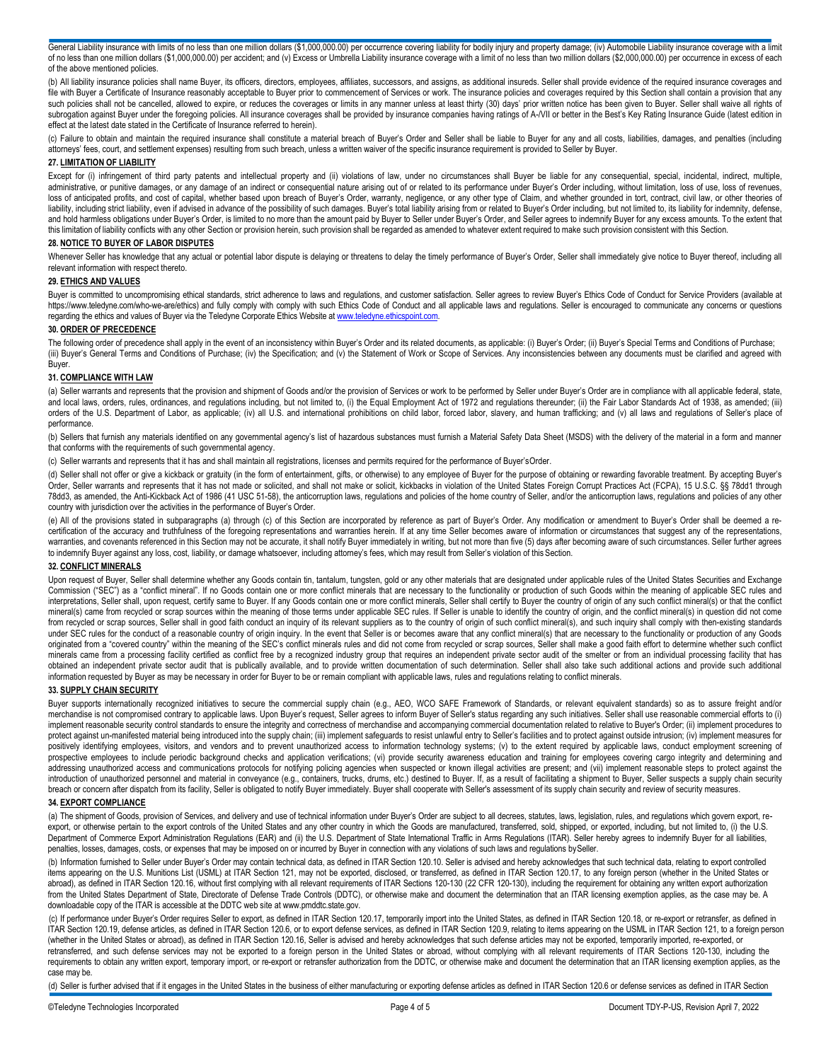General Liability insurance with limits of no less than one million dollars ($1,000,000.00) per occurrence covering liability for bodily injury and property damage; (iv) Automobile Liability insurance coverage with a limit of no less than one million dollars ($1,000,000.00) per accident; and (v) Excess or Umbrella Liability insurance coverage with a limit of no less than two million dollars ($2,000,000.00) per occurrence in excess of each of the above mentioned policies.

(b) All liability insurance policies shall name Buyer, its officers, directors, employees, affiliates, successors, and assigns, as additional insureds. Seller shall provide evidence of the required insurance coverages and file with Buyer a Certificate of Insurance reasonably acceptable to Buyer prior to commencement of Services or work. The insurance policies and coverages required by this Section shall contain a provision that any such policies shall not be cancelled, allowed to expire, or reduces the coverages or limits in any manner unless at least thirty (30) days' prior written notice has been given to Buyer. Seller shall waive all rights of subrogation against Buyer under the foregoing policies. All insurance coverages shall be provided by insurance companies having ratings of A-/VII or better in the Best's Key Rating Insurance Guide (latest edition in effect at the latest date stated in the Certificate of Insurance referred to herein).

(c) Failure to obtain and maintain the required insurance shall constitute a material breach of Buyer's Order and Seller shall be liable to Buyer for any and all costs, liabilities, damages, and penalties (including attorneys' fees, court, and settlement expenses) resulting from such breach, unless a written waiver of the specific insurance requirement is provided to Seller by Buyer.

**27. LIMITATION OF LIABILITY**

Except for (i) infringement of third party patents and intellectual property and (ii) violations of law, under no circumstances shall Buyer be liable for any consequential, special, incidental, indirect, multiple, administrative, or punitive damages, or any damage of an indirect or consequential nature arising out of or related to its performance under Buyer's Order including, without limitation, loss of use, loss of revenues, loss of anticipated profits, and cost of capital, whether based upon breach of Buyer's Order, warranty, negligence, or any other type of Claim, and whether grounded in tort, contract, civil law, or other theories of liability, including strict liability, even if advised in advance of the possibility of such damages. Buyer's total liability arising from or related to Buyer's Order including, but not limited to, its liability for indemnity, defense, and hold harmless obligations under Buyer's Order, is limited to no more than the amount paid by Buyer to Seller under Buyer's Order, and Seller agrees to indemnify Buyer for any excess amounts. To the extent that this limitation of liability conflicts with any other Section or provision herein, such provision shall be regarded as amended to whatever extent required to make such provision consistent with this Section.

**28. NOTICE TO BUYER OF LABOR DISPUTES**

Whenever Seller has knowledge that any actual or potential labor dispute is delaying or threatens to delay the timely performance of Buyer's Order, Seller shall immediately give notice to Buyer thereof, including all relevant information with respect thereto.

**29. ETHICS AND VALUES**

Buyer is committed to uncompromising ethical standards, strict adherence to laws and regulations, and customer satisfaction. Seller agrees to review Buyer's Ethics Code of Conduct for Service Providers (available at https://www.teledyne.com/who-we-are/ethics) and fully comply with comply with such Ethics Code of Conduct and all applicable laws and regulations. Seller is encouraged to communicate any concerns or questions regarding the ethics and values of Buyer via the Teledyne Corporate Ethics Website at www.teledyne.ethicspoint.com.

**30. ORDER OF PRECEDENCE**

The following order of precedence shall apply in the event of an inconsistency within Buyer's Order and its related documents, as applicable: (i) Buyer's Order; (ii) Buyer's Special Terms and Conditions of Purchase; (iii) Buyer's General Terms and Conditions of Purchase; (iv) the Specification; and (v) the Statement of Work or Scope of Services. Any inconsistencies between any documents must be clarified and agreed with Buyer.

**31. COMPLIANCE WITH LAW**

(a) Seller warrants and represents that the provision and shipment of Goods and/or the provision of Services or work to be performed by Seller under Buyer's Order are in compliance with all applicable federal, state, and local laws, orders, rules, ordinances, and regulations including, but not limited to, (i) the Equal Employment Act of 1972 and regulations thereunder; (ii) the Fair Labor Standards Act of 1938, as amended; (iii) orders of the U.S. Department of Labor, as applicable; (iv) all U.S. and international prohibitions on child labor, forced labor, slavery, and human trafficking; and (v) all laws and regulations of Seller's place of performance.

(b) Sellers that furnish any materials identified on any governmental agency's list of hazardous substances must furnish a Material Safety Data Sheet (MSDS) with the delivery of the material in a form and manner that conforms with the requirements of such governmental agency.

(c) Seller warrants and represents that it has and shall maintain all registrations, licenses and permits required for the performance of Buyer's Order.

(d) Seller shall not offer or give a kickback or gratuity (in the form of entertainment, gifts, or otherwise) to any employee of Buyer for the purpose of obtaining or rewarding favorable treatment. By accepting Buyer's Order, Seller warrants and represents that it has not made or solicited, and shall not make or solicit, kickbacks in violation of the United States Foreign Corrupt Practices Act (FCPA), 15 U.S.C. §§ 78dd1 through 78dd3, as amended, the Anti-Kickback Act of 1986 (41 USC 51-58), the anticorruption laws, regulations and policies of the home country of Seller, and/or the anticorruption laws, regulations and policies of any other country with jurisdiction over the activities in the performance of Buyer's Order.

(e) All of the provisions stated in subparagraphs (a) through (c) of this Section are incorporated by reference as part of Buyer's Order. Any modification or amendment to Buyer's Order shall be deemed a re-certification of the accuracy and truthfulness of the foregoing representations and warranties herein. If at any time Seller becomes aware of information or circumstances that suggest any of the representations, warranties, and covenants referenced in this Section may not be accurate, it shall notify Buyer immediately in writing, but not more than five (5) days after becoming aware of such circumstances. Seller further agrees to indemnify Buyer against any loss, cost, liability, or damage whatsoever, including attorney's fees, which may result from Seller's violation of this Section.

**32. CONFLICT MINERALS**

Upon request of Buyer, Seller shall determine whether any Goods contain tin, tantalum, tungsten, gold or any other materials that are designated under applicable rules of the United States Securities and Exchange Commission ("SEC") as a "conflict mineral". If no Goods contain one or more conflict minerals that are necessary to the functionality or production of such Goods within the meaning of applicable SEC rules and interpretations, Seller shall, upon request, certify same to Buyer. If any Goods contain one or more conflict minerals, Seller shall certify to Buyer the country of origin of any such conflict mineral(s) or that the conflict mineral(s) came from recycled or scrap sources within the meaning of those terms under applicable SEC rules. If Seller is unable to identify the country of origin, and the conflict mineral(s) in question did not come from recycled or scrap sources, Seller shall in good faith conduct an inquiry of its relevant suppliers as to the country of origin of such conflict mineral(s), and such inquiry shall comply with then-existing standards under SEC rules for the conduct of a reasonable country of origin inquiry. In the event that Seller is or becomes aware that any conflict mineral(s) that are necessary to the functionality or production of any Goods originated from a "covered country" within the meaning of the SEC's conflict minerals rules and did not come from recycled or scrap sources, Seller shall make a good faith effort to determine whether such conflict minerals came from a processing facility certified as conflict free by a recognized industry group that requires an independent private sector audit of the smelter or from an individual processing facility that has obtained an independent private sector audit that is publically available, and to provide written documentation of such determination. Seller shall also take such additional actions and provide such additional information requested by Buyer as may be necessary in order for Buyer to be or remain compliant with applicable laws, rules and regulations relating to conflict minerals.

**33. SUPPLY CHAIN SECURITY**

Buyer supports internationally recognized initiatives to secure the commercial supply chain (e.g., AEO, WCO SAFE Framework of Standards, or relevant equivalent standards) so as to assure freight and/or merchandise is not compromised contrary to applicable laws. Upon Buyer's request, Seller agrees to inform Buyer of Seller's status regarding any such initiatives. Seller shall use reasonable commercial efforts to (i) implement reasonable security control standards to ensure the integrity and correctness of merchandise and accompanying commercial documentation related to relative to Buyer's Order; (ii) implement procedures to protect against un-manifested material being introduced into the supply chain; (iii) implement safeguards to resist unlawful entry to Seller's facilities and to protect against outside intrusion; (iv) implement measures for positively identifying employees, visitors, and vendors and to prevent unauthorized access to information technology systems; (v) to the extent required by applicable laws, conduct employment screening of prospective employees to include periodic background checks and application verifications; (vi) provide security awareness education and training for employees covering cargo integrity and determining and addressing unauthorized access and communications protocols for notifying policing agencies when suspected or known illegal activities are present; and (vii) implement reasonable steps to protect against the introduction of unauthorized personnel and material in conveyance (e.g., containers, trucks, drums, etc.) destined to Buyer. If, as a result of facilitating a shipment to Buyer, Seller suspects a supply chain security breach or concern after dispatch from its facility, Seller is obligated to notify Buyer immediately. Buyer shall cooperate with Seller's assessment of its supply chain security and review of security measures.

**34. EXPORT COMPLIANCE**

(a) The shipment of Goods, provision of Services, and delivery and use of technical information under Buyer's Order are subject to all decrees, statutes, laws, legislation, rules, and regulations which govern export, re-export, or otherwise pertain to the export controls of the United States and any other country in which the Goods are manufactured, transferred, sold, shipped, or exported, including, but not limited to, (i) the U.S. Department of Commerce Export Administration Regulations (EAR) and (ii) the U.S. Department of State International Traffic in Arms Regulations (ITAR). Seller hereby agrees to indemnify Buyer for all liabilities, penalties, losses, damages, costs, or expenses that may be imposed on or incurred by Buyer in connection with any violations of such laws and regulations by Seller.

(b) Information furnished to Seller under Buyer's Order may contain technical data, as defined in ITAR Section 120.10. Seller is advised and hereby acknowledges that such technical data, relating to export controlled items appearing on the U.S. Munitions List (USML) at ITAR Section 121, may not be exported, disclosed, or transferred, as defined in ITAR Section 120.17, to any foreign person (whether in the United States or abroad), as defined in ITAR Section 120.16, without first complying with all relevant requirements of ITAR Sections 120-130 (22 CFR 120-130), including the requirement for obtaining any written export authorization from the United States Department of State, Directorate of Defense Trade Controls (DDTC), or otherwise make and document the determination that an ITAR licensing exemption applies, as the case may be. A downloadable copy of the ITAR is accessible at the DDTC web site at www.pmddtc.state.gov.

(c) If performance under Buyer's Order requires Seller to export, as defined in ITAR Section 120.17, temporarily import into the United States, as defined in ITAR Section 120.18, or re-export or retransfer, as defined in ITAR Section 120.19, defense articles, as defined in ITAR Section 120.6, or to export defense services, as defined in ITAR Section 120.9, relating to items appearing on the USML in ITAR Section 121, to a foreign person (whether in the United States or abroad), as defined in ITAR Section 120.16, Seller is advised and hereby acknowledges that such defense articles may not be exported, temporarily imported, re-exported, or retransferred, and such defense services may not be exported to a foreign person in the United States or abroad, without complying with all relevant requirements of ITAR Sections 120-130, including the requirements to obtain any written export, temporary import, or re-export or retransfer authorization from the DDTC, or otherwise make and document the determination that an ITAR licensing exemption applies, as the case may be.

(d) Seller is further advised that if it engages in the United States in the business of either manufacturing or exporting defense articles as defined in ITAR Section 120.6 or defense services as defined in ITAR Section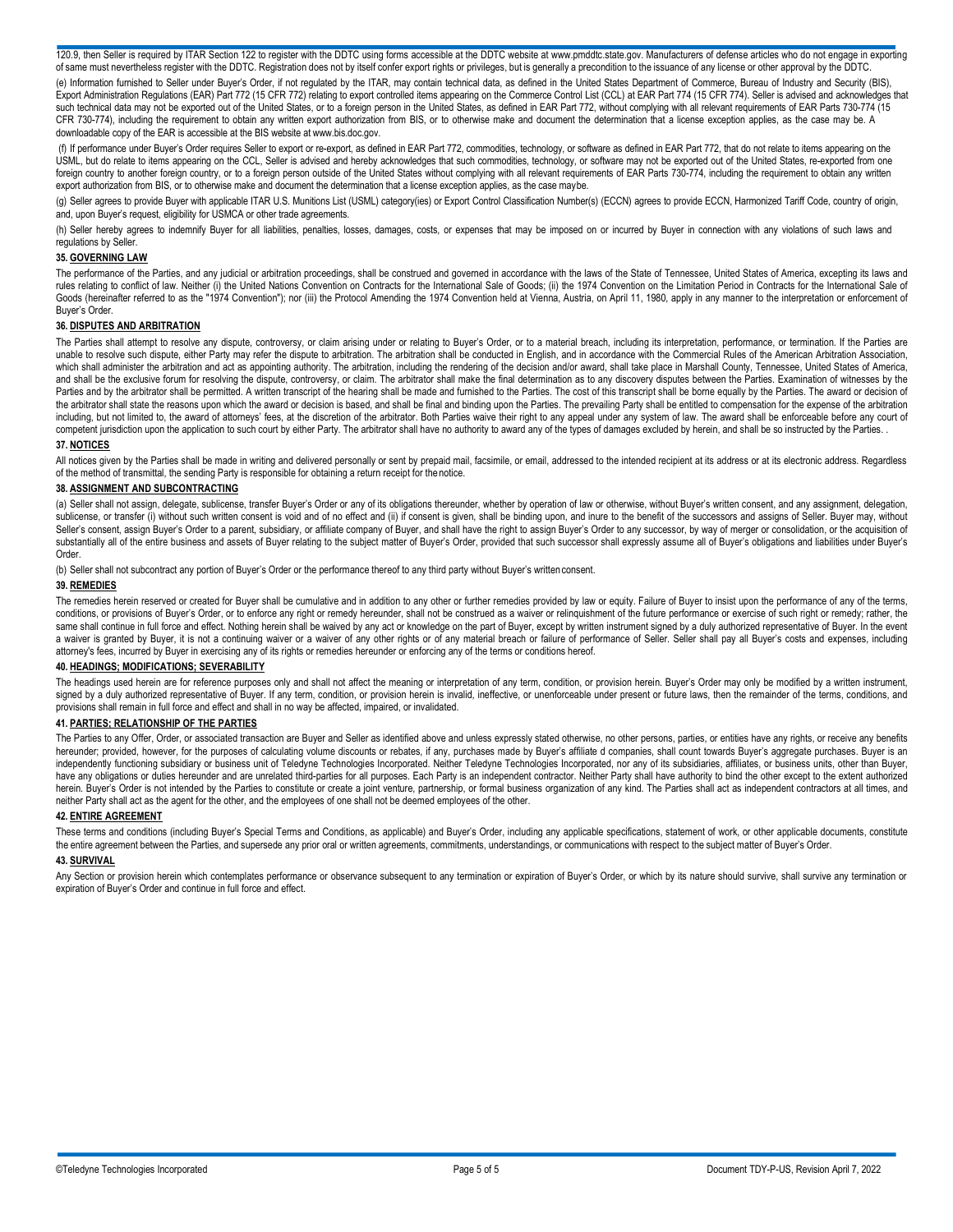120.9, then Seller is required by ITAR Section 122 to register with the DDTC using forms accessible at the DDTC website at www.pmddtc.state.gov. Manufacturers of defense articles who do not engage in exporting of same must nevertheless register with the DDTC. Registration does not by itself confer export rights or privileges, but is generally a precondition to the issuance of any license or other approval by the DDTC.

(e) Information furnished to Seller under Buyer's Order, if not regulated by the ITAR, may contain technical data, as defined in the United States Department of Commerce, Bureau of Industry and Security (BIS), Export Administration Regulations (EAR) Part 772 (15 CFR 772) relating to export controlled items appearing on the Commerce Control List (CCL) at EAR Part 774 (15 CFR 774). Seller is advised and acknowledges that such technical data may not be exported out of the United States, or to a foreign person in the United States, as defined in EAR Part 772, without complying with all relevant requirements of EAR Parts 730-774 (15 CFR 730-774), including the requirement to obtain any written export authorization from BIS, or to otherwise make and document the determination that a license exception applies, as the case may be. A downloadable copy of the EAR is accessible at the BIS website at www.bis.doc.gov.

(f) If performance under Buyer's Order requires Seller to export or re-export, as defined in EAR Part 772, commodities, technology, or software as defined in EAR Part 772, that do not relate to items appearing on the USML, but do relate to items appearing on the CCL, Seller is advised and hereby acknowledges that such commodities, technology, or software may not be exported out of the United States, re-exported from one foreign country to another foreign country, or to a foreign person outside of the United States without complying with all relevant requirements of EAR Parts 730-774, including the requirement to obtain any written export authorization from BIS, or to otherwise make and document the determination that a license exception applies, as the case maybe.

(g) Seller agrees to provide Buyer with applicable ITAR U.S. Munitions List (USML) category(ies) or Export Control Classification Number(s) (ECCN) agrees to provide ECCN, Harmonized Tariff Code, country of origin, and, upon Buyer's request, eligibility for USMCA or other trade agreements.

(h) Seller hereby agrees to indemnify Buyer for all liabilities, penalties, losses, damages, costs, or expenses that may be imposed on or incurred by Buyer in connection with any violations of such laws and regulations by Seller.

**35. GOVERNING LAW**

The performance of the Parties, and any judicial or arbitration proceedings, shall be construed and governed in accordance with the laws of the State of Tennessee, United States of America, excepting its laws and rules relating to conflict of law. Neither (i) the United Nations Convention on Contracts for the International Sale of Goods; (ii) the 1974 Convention on the Limitation Period in Contracts for the International Sale of Goods (hereinafter referred to as the "1974 Convention"); nor (iii) the Protocol Amending the 1974 Convention held at Vienna, Austria, on April 11, 1980, apply in any manner to the interpretation or enforcement of Buyer's Order.

**36. DISPUTES AND ARBITRATION**

The Parties shall attempt to resolve any dispute, controversy, or claim arising under or relating to Buyer's Order, or to a material breach, including its interpretation, performance, or termination. If the Parties are unable to resolve such dispute, either Party may refer the dispute to arbitration. The arbitration shall be conducted in English, and in accordance with the Commercial Rules of the American Arbitration Association, which shall administer the arbitration and act as appointing authority. The arbitration, including the rendering of the decision and/or award, shall take place in Marshall County, Tennessee, United States of America, and shall be the exclusive forum for resolving the dispute, controversy, or claim. The arbitrator shall make the final determination as to any discovery disputes between the Parties. Examination of witnesses by the Parties and by the arbitrator shall be permitted. A written transcript of the hearing shall be made and furnished to the Parties. The cost of this transcript shall be borne equally by the Parties. The award or decision of the arbitrator shall state the reasons upon which the award or decision is based, and shall be final and binding upon the Parties. The prevailing Party shall be entitled to compensation for the expense of the arbitration including, but not limited to, the award of attorneys' fees, at the discretion of the arbitrator. Both Parties waive their right to any appeal under any system of law. The award shall be enforceable before any court of competent jurisdiction upon the application to such court by either Party. The arbitrator shall have no authority to award any of the types of damages excluded by herein, and shall be so instructed by the Parties. .

**37. NOTICES**

All notices given by the Parties shall be made in writing and delivered personally or sent by prepaid mail, facsimile, or email, addressed to the intended recipient at its address or at its electronic address. Regardless of the method of transmittal, the sending Party is responsible for obtaining a return receipt for the notice.

**38. ASSIGNMENT AND SUBCONTRACTING**

(a) Seller shall not assign, delegate, sublicense, transfer Buyer's Order or any of its obligations thereunder, whether by operation of law or otherwise, without Buyer's written consent, and any assignment, delegation, sublicense, or transfer (i) without such written consent is void and of no effect and (ii) if consent is given, shall be binding upon, and inure to the benefit of the successors and assigns of Seller. Buyer may, without Seller's consent, assign Buyer's Order to a parent, subsidiary, or affiliate company of Buyer, and shall have the right to assign Buyer's Order to any successor, by way of merger or consolidation, or the acquisition of substantially all of the entire business and assets of Buyer relating to the subject matter of Buyer's Order, provided that such successor shall expressly assume all of Buyer's obligations and liabilities under Buyer's Order.

(b) Seller shall not subcontract any portion of Buyer's Order or the performance thereof to any third party without Buyer's written consent.

**39. REMEDIES**

The remedies herein reserved or created for Buyer shall be cumulative and in addition to any other or further remedies provided by law or equity. Failure of Buyer to insist upon the performance of any of the terms, conditions, or provisions of Buyer's Order, or to enforce any right or remedy hereunder, shall not be construed as a waiver or relinquishment of the future performance or exercise of such right or remedy; rather, the same shall continue in full force and effect. Nothing herein shall be waived by any act or knowledge on the part of Buyer, except by written instrument signed by a duly authorized representative of Buyer. In the event a waiver is granted by Buyer, it is not a continuing waiver or a waiver of any other rights or of any material breach or failure of performance of Seller. Seller shall pay all Buyer's costs and expenses, including attorney's fees, incurred by Buyer in exercising any of its rights or remedies hereunder or enforcing any of the terms or conditions hereof.

**40. HEADINGS; MODIFICATIONS; SEVERABILITY**

The headings used herein are for reference purposes only and shall not affect the meaning or interpretation of any term, condition, or provision herein. Buyer's Order may only be modified by a written instrument, signed by a duly authorized representative of Buyer. If any term, condition, or provision herein is invalid, ineffective, or unenforceable under present or future laws, then the remainder of the terms, conditions, and provisions shall remain in full force and effect and shall in no way be affected, impaired, or invalidated.

**41. PARTIES; RELATIONSHIP OF THE PARTIES**

The Parties to any Offer, Order, or associated transaction are Buyer and Seller as identified above and unless expressly stated otherwise, no other persons, parties, or entities have any rights, or receive any benefits hereunder; provided, however, for the purposes of calculating volume discounts or rebates, if any, purchases made by Buyer's affiliate d companies, shall count towards Buyer's aggregate purchases. Buyer is an independently functioning subsidiary or business unit of Teledyne Technologies Incorporated. Neither Teledyne Technologies Incorporated, nor any of its subsidiaries, affiliates, or business units, other than Buyer, have any obligations or duties hereunder and are unrelated third-parties for all purposes. Each Party is an independent contractor. Neither Party shall have authority to bind the other except to the extent authorized herein. Buyer's Order is not intended by the Parties to constitute or create a joint venture, partnership, or formal business organization of any kind. The Parties shall act as independent contractors at all times, and neither Party shall act as the agent for the other, and the employees of one shall not be deemed employees of the other.

**42. ENTIRE AGREEMENT**

These terms and conditions (including Buyer's Special Terms and Conditions, as applicable) and Buyer's Order, including any applicable specifications, statement of work, or other applicable documents, constitute the entire agreement between the Parties, and supersede any prior oral or written agreements, commitments, understandings, or communications with respect to the subject matter of Buyer's Order.

**43. SURVIVAL**

Any Section or provision herein which contemplates performance or observance subsequent to any termination or expiration of Buyer's Order, or which by its nature should survive, shall survive any termination or expiration of Buyer's Order and continue in full force and effect.